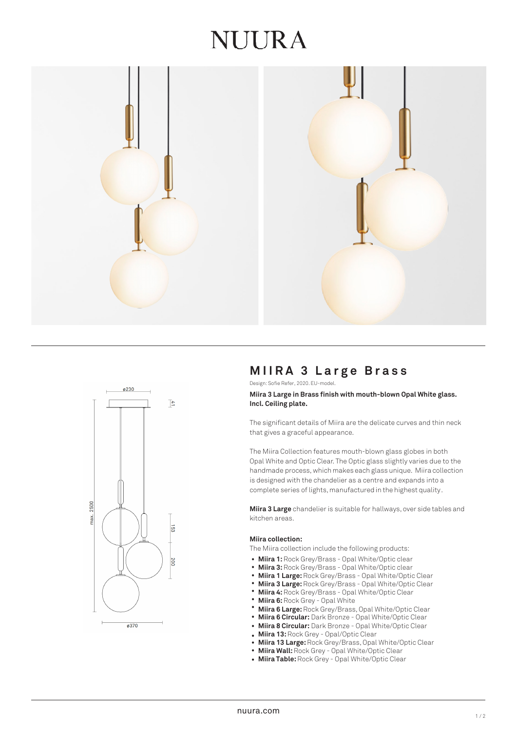# NUURA

## MIIRA 3 Large Brass

Design: Sofie Refer, 2020. EU-model.

**Miira 3 Large in Brass finish with mouth-blown Opal White glass. Incl. Ceiling plate.**

The significant details of Miira are the delicate curves and thin neck that gives a graceful appearance.

The Miira Collection features mouth-blown glass globes in both Opal White and Optic Clear. The Optic glass slightly varies due to the handmade process, which makes each glass unique. Miira collection is designed with the chandelier as a centre and expands into a complete series of lights, manufactured in the highest quality.

**Miira 3 Large** chandelier is suitable for hallways, over side tables and kitchen areas.

**Miira collection:**

The Miira collection include the following products:

- **Miira 1:** Rock Grey/Brass - Opal White/Optic clear
- **Miira 3:** Rock Grey/Brass - Opal White/Optic clear
- **Miira 1 Large:** Rock Grey/Brass - Opal White/Optic Clear
- **Miira 3 Large:** Rock Grey/Brass - Opal White/Optic Clear
- **Miira 4:** Rock Grey/Brass - Opal White/Optic Clear
- **Miira 6:** Rock Grey - Opal White
- **Miira 6 Large:** Rock Grey/Brass, Opal White/Optic Clear
- **Miira 6 Circular:** Dark Bronze - Opal White/Optic Clear
- **Miira 8 Circular:** Dark Bronze - Opal White/Optic Clear
- **Miira 13:** Rock Grey - Opal/Optic Clear
- **Miira 13 Large:** Rock Grey/Brass, Opal White/Optic Clear
- **Miira Wall:** Rock Grey - Opal White/Optic Clear
- **Miira Table:** Rock Grey - Opal White/Optic Clear

nuura.com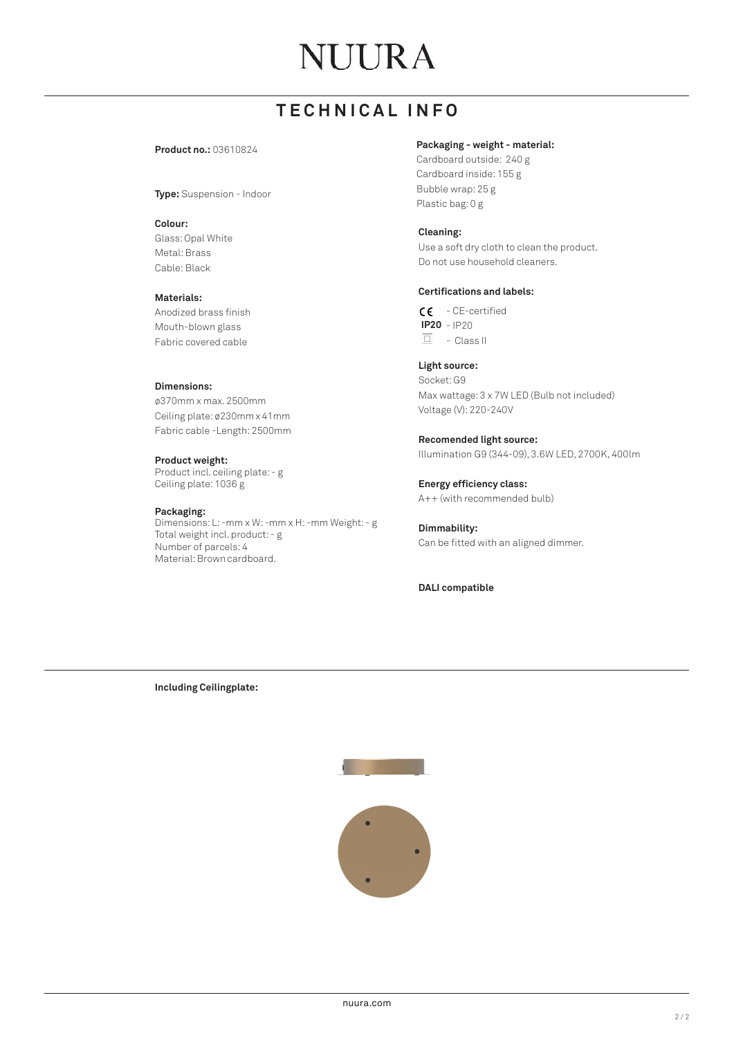# NUURA

## TECHNICAL INFO

**Product no.:** 03610824

**Type:** Suspension - Indoor

**Colour:**
Glass: Opal White
Metal: Brass
Cable: Black

**Materials:**
Anodized brass finish
Mouth-blown glass
Fabric covered cable

**Dimensions:**
ø370mm x max. 2500mm
Ceiling plate: ø230mm x 41mm
Fabric cable -Length: 2500mm

**Product weight:**
Product incl. ceiling plate: - g
Ceiling plate: 1036 g

**Packaging:**
Dimensions: L: -mm x W: -mm x H: -mm Weight: - g
Total weight incl. product: - g
Number of parcels: 4
Material: Brown cardboard.

**Packaging - weight - material:**
Cardboard outside: 240 g
Cardboard inside: 155 g
Bubble wrap: 25 g
Plastic bag: 0 g

**Cleaning:**
Use a soft dry cloth to clean the product.
Do not use household cleaners.

**Certifications and labels:**
CE - CE-certified
**IP20** - IP20
- Class II

**Light source:**
Socket: G9
Max wattage: 3 x 7W LED (Bulb not included)
Voltage (V): 220-240V

**Recomended light source:**
Illumination G9 (344-09), 3.6W LED, 2700K, 400lm

**Energy efficiency class:**
A++ (with recommended bulb)

**Dimmability:**
Can be fitted with an aligned dimmer.

**DALI compatible**

**Including Ceilingplate:**

nuura.com